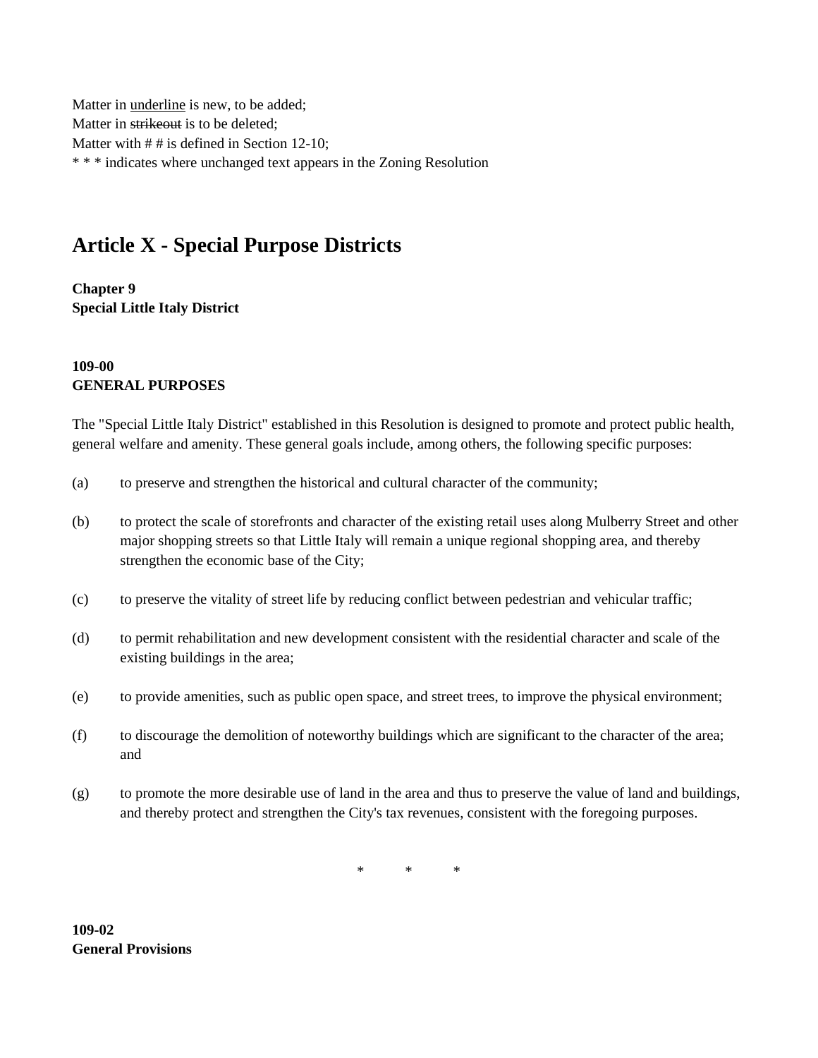Matter in <u>underline</u> is new, to be added;
Matter in ~~strikeout~~ is to be deleted;
Matter with # # is defined in Section 12-10;
* * * indicates where unchanged text appears in the Zoning Resolution

# Article X - Special Purpose Districts

**Chapter 9**
**Special Little Italy District**

**109-00**
**GENERAL PURPOSES**

The "Special Little Italy District" established in this Resolution is designed to promote and protect public health, general welfare and amenity. These general goals include, among others, the following specific purposes:

(a) to preserve and strengthen the historical and cultural character of the community;

(b) to protect the scale of storefronts and character of the existing retail uses along Mulberry Street and other major shopping streets so that Little Italy will remain a unique regional shopping area, and thereby strengthen the economic base of the City;

(c) to preserve the vitality of street life by reducing conflict between pedestrian and vehicular traffic;

(d) to permit rehabilitation and new development consistent with the residential character and scale of the existing buildings in the area;

(e) to provide amenities, such as public open space, and street trees, to improve the physical environment;

(f) to discourage the demolition of noteworthy buildings which are significant to the character of the area; and

(g) to promote the more desirable use of land in the area and thus to preserve the value of land and buildings, and thereby protect and strengthen the City's tax revenues, consistent with the foregoing purposes.

\* \* \*

**109-02**
**General Provisions**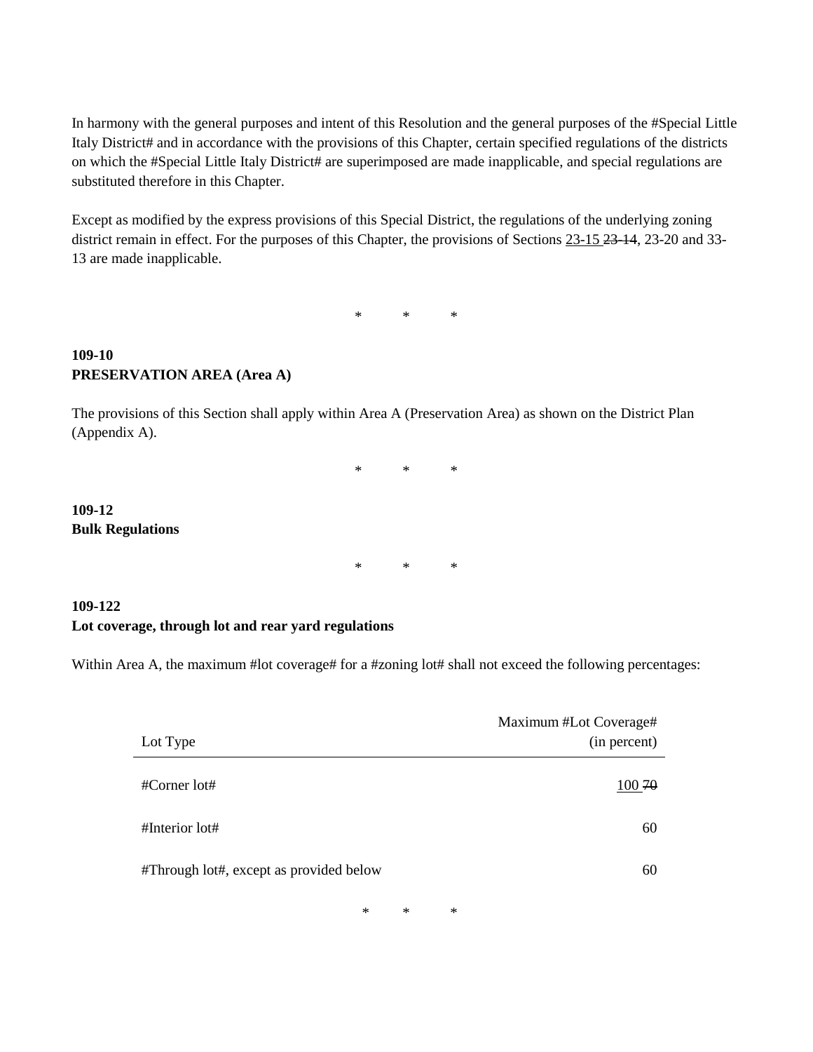In harmony with the general purposes and intent of this Resolution and the general purposes of the #Special Little Italy District# and in accordance with the provisions of this Chapter, certain specified regulations of the districts on which the #Special Little Italy District# are superimposed are made inapplicable, and special regulations are substituted therefore in this Chapter.

Except as modified by the express provisions of this Special District, the regulations of the underlying zoning district remain in effect. For the purposes of this Chapter, the provisions of Sections <u>23-15</u> ~~23-14~~, 23-20 and 33-13 are made inapplicable.

\*        \*        \*

**109-10**
**PRESERVATION AREA (Area A)**

The provisions of this Section shall apply within Area A (Preservation Area) as shown on the District Plan (Appendix A).

\*        \*        \*

**109-12**
**Bulk Regulations**

\*        \*        \*

**109-122**
**Lot coverage, through lot and rear yard regulations**

Within Area A, the maximum #lot coverage# for a #zoning lot# shall not exceed the following percentages:

| Lot Type | Maximum #Lot Coverage# (in percent) |
|---|---|
| #Corner lot# | <u>100</u> ~~70~~ |
| #Interior lot# | 60 |
| #Through lot#, except as provided below | 60 |

\*        \*        \*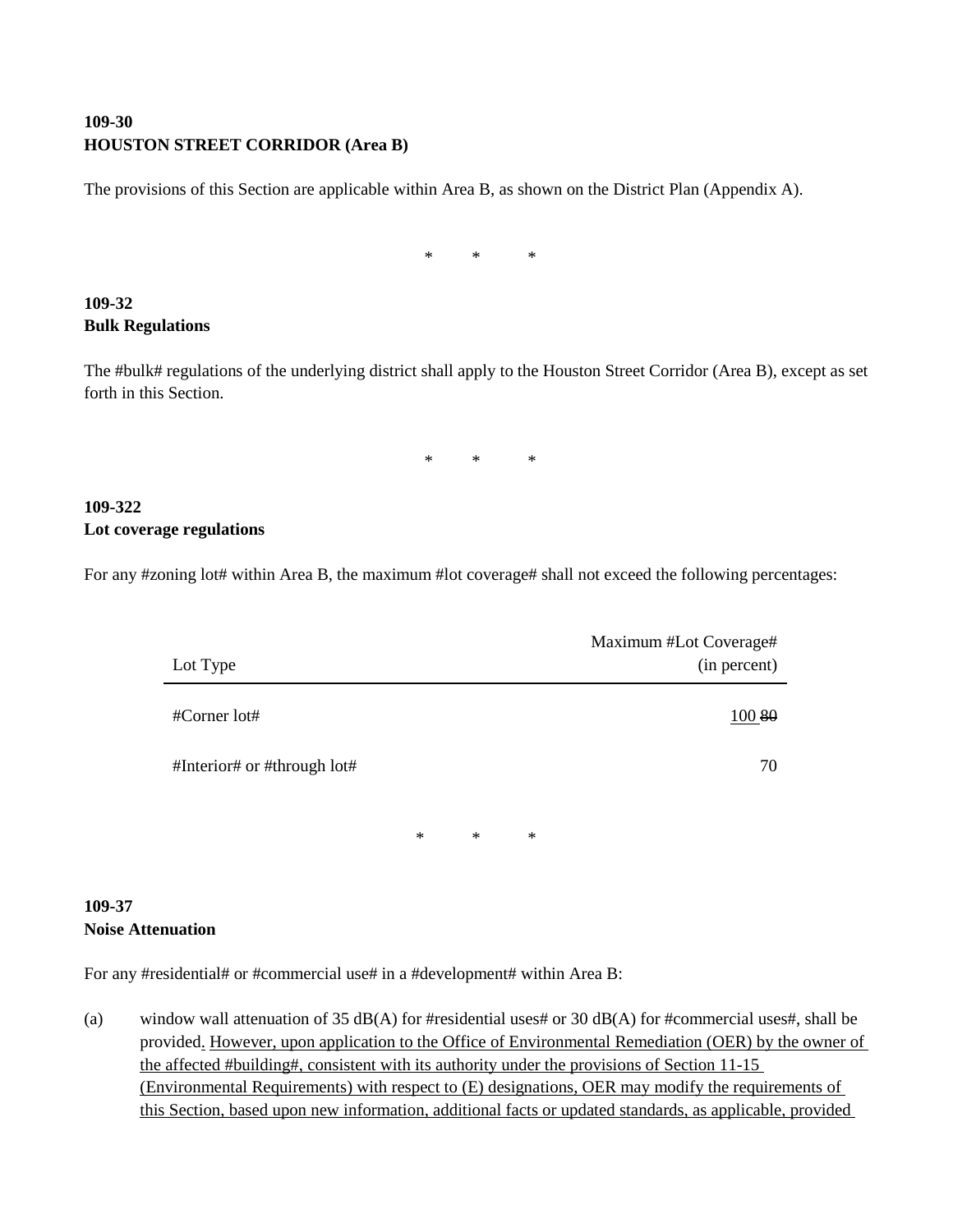**109-30**
**HOUSTON STREET CORRIDOR (Area B)**

The provisions of this Section are applicable within Area B, as shown on the District Plan (Appendix A).

\*　　\*　　\*

**109-32**
**Bulk Regulations**

The #bulk# regulations of the underlying district shall apply to the Houston Street Corridor (Area B), except as set forth in this Section.

\*　　\*　　\*

**109-322**
**Lot coverage regulations**

For any #zoning lot# within Area B, the maximum #lot coverage# shall not exceed the following percentages:

| Lot Type | Maximum #Lot Coverage# (in percent) |
|---|---|
| #Corner lot# | <u>100</u> ~~80~~ |
| #Interior# or #through lot# | 70 |

\*　　\*　　\*

**109-37**
**Noise Attenuation**

For any #residential# or #commercial use# in a #development# within Area B:

(a) window wall attenuation of 35 dB(A) for #residential uses# or 30 dB(A) for #commercial uses#, shall be provided<u>. However, upon application to the Office of Environmental Remediation (OER) by the owner of the affected #building#, consistent with its authority under the provisions of Section 11-15 (Environmental Requirements) with respect to (E) designations, OER may modify the requirements of this Section, based upon new information, additional facts or updated standards, as applicable, provided</u>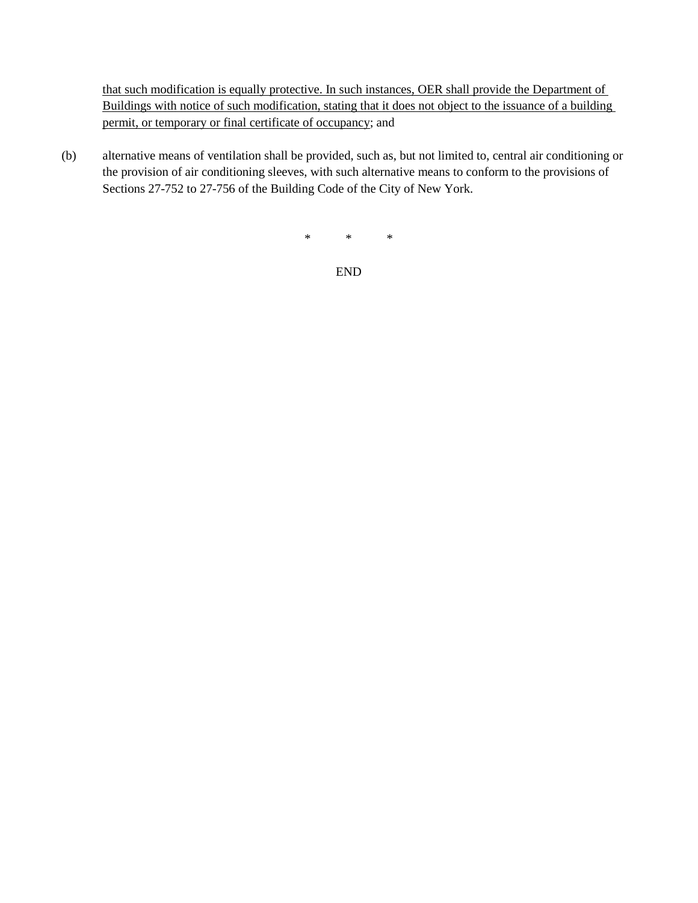<u>that such modification is equally protective. In such instances, OER shall provide the Department of Buildings with notice of such modification, stating that it does not object to the issuance of a building permit, or temporary or final certificate of occupancy</u>; and

(b) alternative means of ventilation shall be provided, such as, but not limited to, central air conditioning or the provision of air conditioning sleeves, with such alternative means to conform to the provisions of Sections 27-752 to 27-756 of the Building Code of the City of New York.

\* \* \*

END